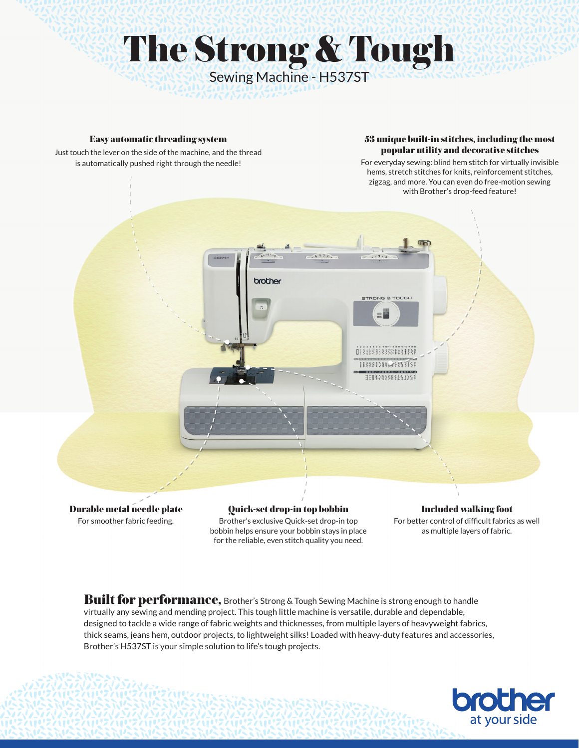# The Strong & Tough

Sewing Machine - H537ST

### Easy automatic threading system

Just touch the lever on the side of the machine, and the thread is automatically pushed right through the needle!

### 53 unique built-in stitches, including the most popular utility and decorative stitches

For everyday sewing: blind hem stitch for virtually invisible hems, stretch stitches for knits, reinforcement stitches, zigzag, and more. You can even do free-motion sewing with Brother's drop-feed feature!

### Durable metal needle plate

For smoother fabric feeding.

### Quick-set drop-in top bobbin

Brother's exclusive Quick-set drop-in top bobbin helps ensure your bobbin stays in place for the reliable, even stitch quality you need.

### Included walking foot

For better control of difficult fabrics as well as multiple layers of fabric.

**Built for performance,** Brother's Strong & Tough Sewing Machine is strong enough to handle virtually any sewing and mending project. This tough little machine is versatile, durable and dependable, designed to tackle a wide range of fabric weights and thicknesses, from multiple layers of heavyweight fabrics, thick seams, jeans hem, outdoor projects, to lightweight silks! Loaded with heavy-duty features and accessories, Brother's H537ST is your simple solution to life's tough projects.

brother at your side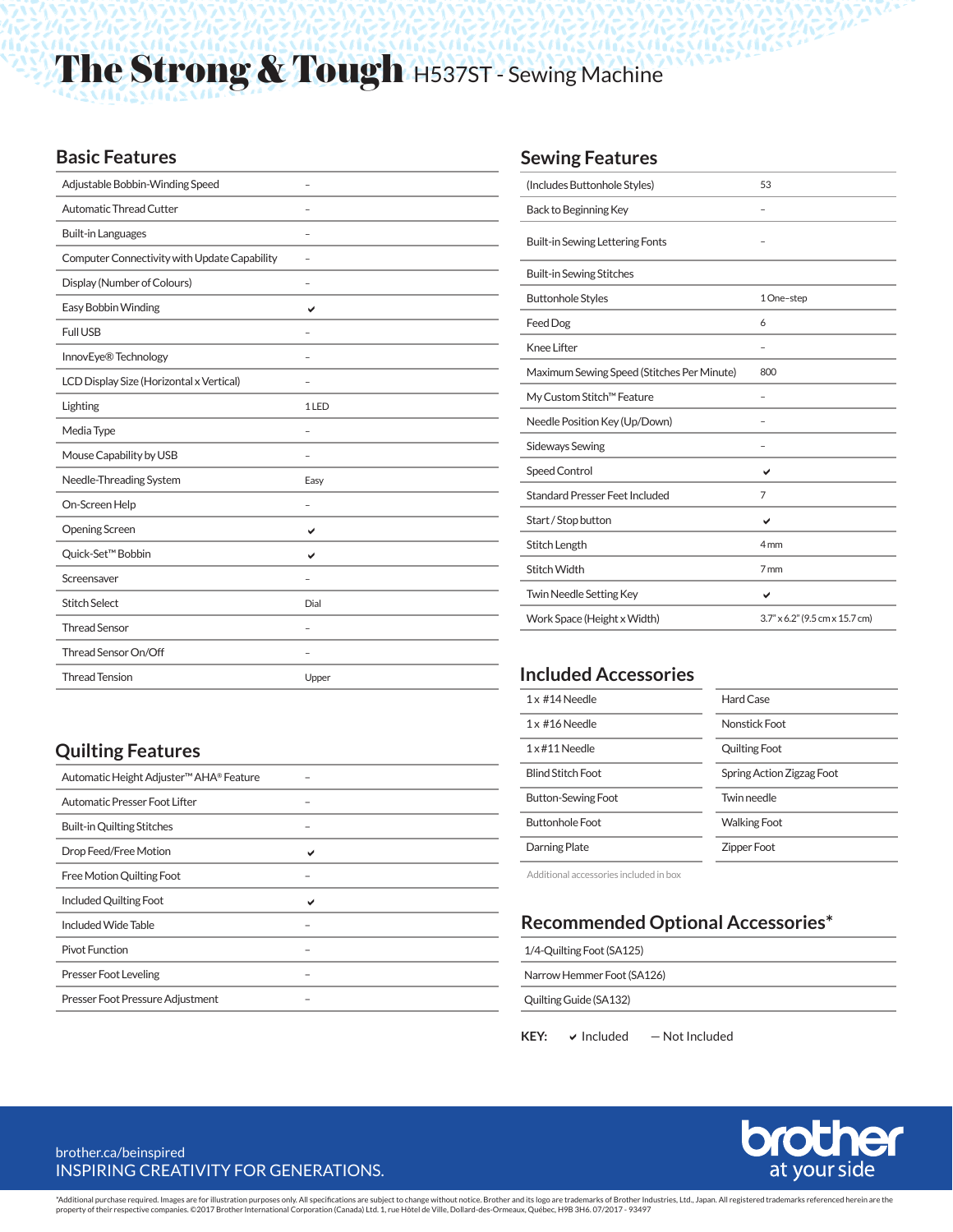# The Strong & Tough H537ST - Sewing Machine

## Basic Features

| | |
|---|---|
| Adjustable Bobbin-Winding Speed | – |
| Automatic Thread Cutter | – |
| Built-in Languages | – |
| Computer Connectivity with Update Capability | – |
| Display (Number of Colours) | – |
| Easy Bobbin Winding | ✔ |
| Full USB | – |
| InnovEye® Technology | – |
| LCD Display Size (Horizontal x Vertical) | – |
| Lighting | 1 LED |
| Media Type | – |
| Mouse Capability by USB | – |
| Needle-Threading System | Easy |
| On-Screen Help | – |
| Opening Screen | ✔ |
| Quick-Set™ Bobbin | ✔ |
| Screensaver | – |
| Stitch Select | Dial |
| Thread Sensor | – |
| Thread Sensor On/Off | – |
| Thread Tension | Upper |

## Quilting Features

| | |
|---|---|
| Automatic Height Adjuster™ AHA® Feature | – |
| Automatic Presser Foot Lifter | – |
| Built-in Quilting Stitches | – |
| Drop Feed/Free Motion | ✔ |
| Free Motion Quilting Foot | – |
| Included Quilting Foot | ✔ |
| Included Wide Table | – |
| Pivot Function | – |
| Presser Foot Leveling | – |
| Presser Foot Pressure Adjustment | – |

## Sewing Features

| | |
|---|---|
| (Includes Buttonhole Styles) | 53 |
| Back to Beginning Key | – |
| Built-in Sewing Lettering Fonts | – |
| Built-in Sewing Stitches | |
| Buttonhole Styles | 1 One-step |
| Feed Dog | 6 |
| Knee Lifter | – |
| Maximum Sewing Speed (Stitches Per Minute) | 800 |
| My Custom Stitch™ Feature | – |
| Needle Position Key (Up/Down) | – |
| Sideways Sewing | – |
| Speed Control | ✔ |
| Standard Presser Feet Included | 7 |
| Start / Stop button | ✔ |
| Stitch Length | 4 mm |
| Stitch Width | 7 mm |
| Twin Needle Setting Key | ✔ |
| Work Space (Height x Width) | 3.7" x 6.2" (9.5 cm x 15.7 cm) |

## Included Accessories

| | |
|---|---|
| 1 x #14 Needle | Hard Case |
| 1 x #16 Needle | Nonstick Foot |
| 1 x #11 Needle | Quilting Foot |
| Blind Stitch Foot | Spring Action Zigzag Foot |
| Button-Sewing Foot | Twin needle |
| Buttonhole Foot | Walking Foot |
| Darning Plate | Zipper Foot |

Additional accessories included in box

## Recommended Optional Accessories*

| |
|---|
| 1/4-Quilting Foot (SA125) |
| Narrow Hemmer Foot (SA126) |
| Quilting Guide (SA132) |

**KEY:** ✔ Included — Not Included

brother.ca/beinspired
INSPIRING CREATIVITY FOR GENERATIONS.

brother at your side

*Additional purchase required. Images are for illustration purposes only. All specifications are subject to change without notice. Brother and its logo are trademarks of Brother Industries, Ltd., Japan. All registered trademarks referenced herein are the property of their respective companies. ©2017 Brother International Corporation (Canada) Ltd. 1, rue Hôtel de Ville, Dollard-des-Ormeaux, Québec, H9B 3H6. 07/2017 - 93497